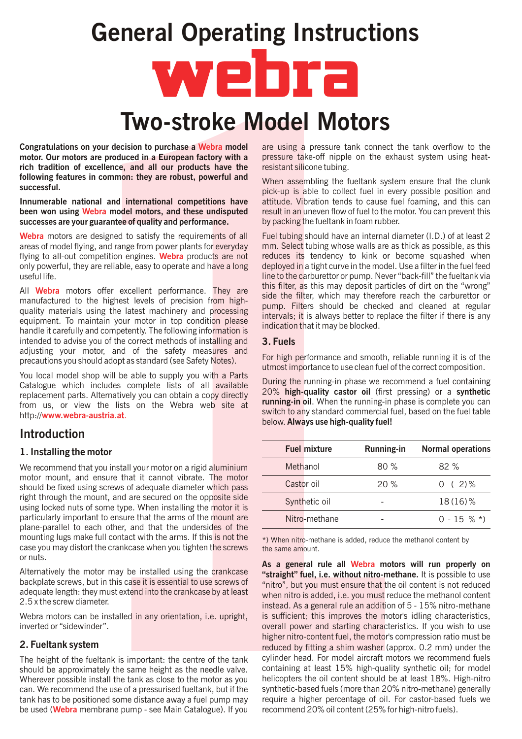# General Operating Instructions

# webra

# Two-stroke Model Motors

**Congratulations on your decision to purchase a Webra model motor. Our motors are produced in a European factory with a rich tradition of excellence, and all our products have the following features in common: they are robust, powerful and successful.**

**Innumerable national and international competitions have been won using Webra model motors, and these undisputed successes are your guarantee of quality and performance.**

**Webra** motors are designed to satisfy the requirements of all areas of model flying, and range from power plants for everyday flying to all-out competition engines. **Webra** products are not only powerful, they are reliable, easy to operate and have a long useful life.

All **Webra** motors offer excellent performance. They are manufactured to the highest levels of precision from high-quality materials using the latest machinery and processing equipment. To maintain your motor in top condition please handle it carefully and competently. The following information is intended to advise you of the correct methods of installing and adjusting your motor, and of the safety measures and precautions you should adopt as standard (see Safety Notes).

You local model shop will be able to supply you with a Parts Catalogue which includes complete lists of all available replacement parts. Alternatively you can obtain a copy directly from us, or view the lists on the Webra web site at http://**www.webra-austria.at**.

## Introduction

### 1. Installing the motor

We recommend that you install your motor on a rigid aluminium motor mount, and ensure that it cannot vibrate. The motor should be fixed using screws of adequate diameter which pass right through the mount, and are secured on the opposite side using locked nuts of some type. When installing the motor it is particularly important to ensure that the arms of the mount are plane-parallel to each other, and that the undersides of the mounting lugs make full contact with the arms. If this is not the case you may distort the crankcase when you tighten the screws or nuts.

Alternatively the motor may be installed using the crankcase backplate screws, but in this case it is essential to use screws of adequate length: they must extend into the crankcase by at least 2.5 x the screw diameter.

Webra motors can be installed in any orientation, i.e. upright, inverted or "sidewinder".

### 2. Fueltank system

The height of the fueltank is important: the centre of the tank should be approximately the same height as the needle valve. Wherever possible install the tank as close to the motor as you can. We recommend the use of a pressurised fueltank, but if the tank has to be positioned some distance away a fuel pump may be used (**Webra** membrane pump - see Main Catalogue). If you are using a pressure tank connect the tank overflow to the pressure take-off nipple on the exhaust system using heat-resistant silicone tubing.

When assembling the fueltank system ensure that the clunk pick-up is able to collect fuel in every possible position and attitude. Vibration tends to cause fuel foaming, and this can result in an uneven flow of fuel to the motor. You can prevent this by packing the fueltank in foam rubber.

Fuel tubing should have an internal diameter (I.D.) of at least 2 mm. Select tubing whose walls are as thick as possible, as this reduces its tendency to kink or become squashed when deployed in a tight curve in the model. Use a filter in the fuel feed line to the carburettor or pump. Never "back-fill" the fueltank via this filter, as this may deposit particles of dirt on the "wrong" side the filter, which may therefore reach the carburettor or pump. Filters should be checked and cleaned at regular intervals; it is always better to replace the filter if there is any indication that it may be blocked.

### 3. Fuels

For high performance and smooth, reliable running it is of the utmost importance to use clean fuel of the correct composition.

During the running-in phase we recommend a fuel containing 20% **high-quality castor oil** (first pressing) or a **synthetic running-in oil**. When the running-in phase is complete you can switch to any standard commercial fuel, based on the fuel table below. **Always use high-quality fuel!**

| Fuel mixture | Running-in | Normal operations |
|---|---|---|
| Methanol | 80 % | 82 % |
| Castor oil | 20 % | 0 ( 2)% |
| Synthetic oil | - | 18 (16)% |
| Nitro-methane | - | 0 - 15 % *) |

*) When nitro-methane is added, reduce the methanol content by the same amount.

**As a general rule all Webra motors will run properly on "straight" fuel, i.e. without nitro-methane.** It is possible to use "nitro", but you must ensure that the oil content is not reduced when nitro is added, i.e. you must reduce the methanol content instead. As a general rule an addition of 5 - 15% nitro-methane is sufficient; this improves the motor's idling characteristics, overall power and starting characteristics. If you wish to use higher nitro-content fuel, the motor's compression ratio must be reduced by fitting a shim washer (approx. 0.2 mm) under the cylinder head. For model aircraft motors we recommend fuels containing at least 15% high-quality synthetic oil; for model helicopters the oil content should be at least 18%. High-nitro synthetic-based fuels (more than 20% nitro-methane) generally require a higher percentage of oil. For castor-based fuels we recommend 20% oil content (25% for high-nitro fuels).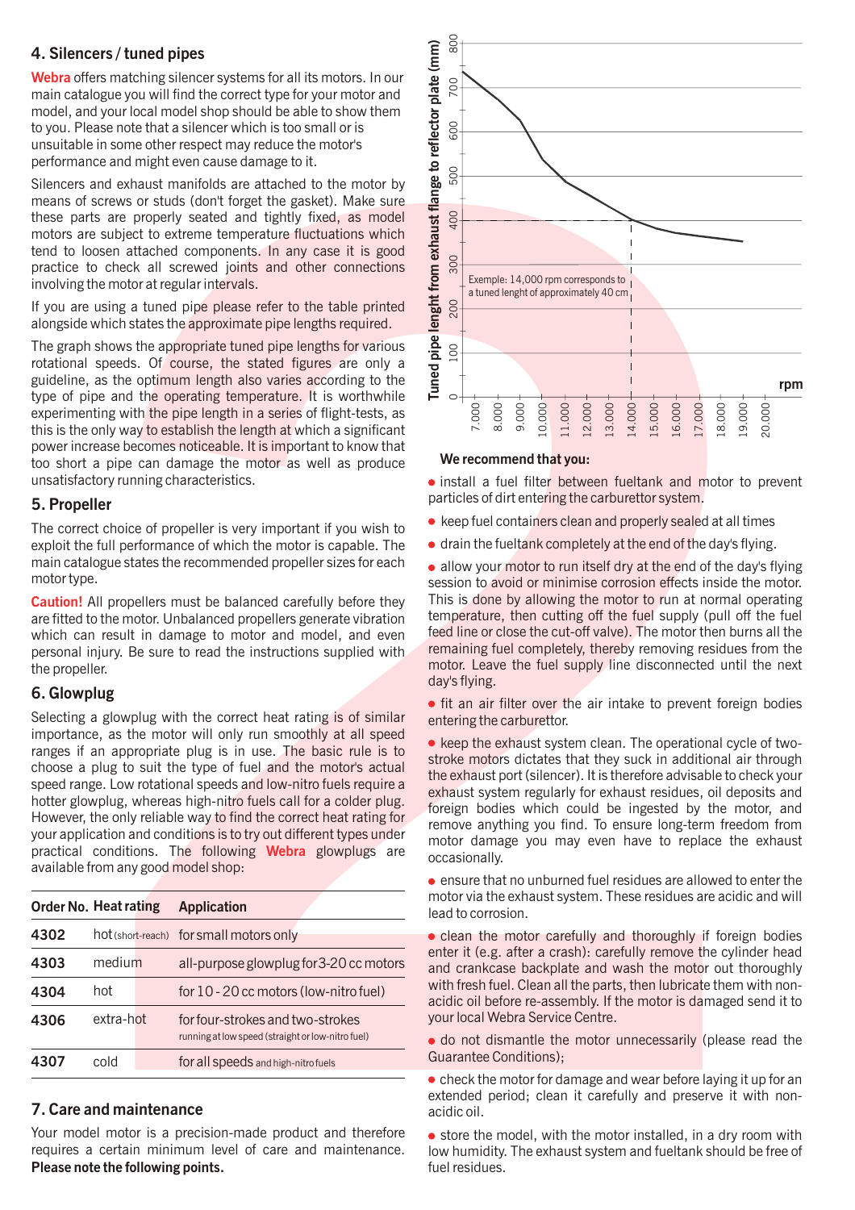## 4. Silencers / tuned pipes

**Webra** offers matching silencer systems for all its motors. In our main catalogue you will find the correct type for your motor and model, and your local model shop should be able to show them to you. Please note that a silencer which is too small or is unsuitable in some other respect may reduce the motor's performance and might even cause damage to it.

Silencers and exhaust manifolds are attached to the motor by means of screws or studs (don't forget the gasket). Make sure these parts are properly seated and tightly fixed, as model motors are subject to extreme temperature fluctuations which tend to loosen attached components. In any case it is good practice to check all screwed joints and other connections involving the motor at regular intervals.

If you are using a tuned pipe please refer to the table printed alongside which states the approximate pipe lengths required.

The graph shows the appropriate tuned pipe lengths for various rotational speeds. Of course, the stated figures are only a guideline, as the optimum length also varies according to the type of pipe and the operating temperature. It is worthwhile experimenting with the pipe length in a series of flight-tests, as this is the only way to establish the length at which a significant power increase becomes noticeable. It is important to know that too short a pipe can damage the motor as well as produce unsatisfactory running characteristics.

## 5. Propeller

The correct choice of propeller is very important if you wish to exploit the full performance of which the motor is capable. The main catalogue states the recommended propeller sizes for each motor type.

**Caution!** All propellers must be balanced carefully before they are fitted to the motor. Unbalanced propellers generate vibration which can result in damage to motor and model, and even personal injury. Be sure to read the instructions supplied with the propeller.

## 6. Glowplug

Selecting a glowplug with the correct heat rating is of similar importance, as the motor will only run smoothly at all speed ranges if an appropriate plug is in use. The basic rule is to choose a plug to suit the type of fuel and the motor's actual speed range. Low rotational speeds and low-nitro fuels require a hotter glowplug, whereas high-nitro fuels call for a colder plug. However, the only reliable way to find the correct heat rating for your application and conditions is to try out different types under practical conditions. The following **Webra** glowplugs are available from any good model shop:

| Order No. | Heat rating | Application |
|---|---|---|
| 4302 | hot (short-reach) | for small motors only |
| 4303 | medium | all-purpose glowplug for 3-20 cc motors |
| 4304 | hot | for 10 - 20 cc motors (low-nitro fuel) |
| 4306 | extra-hot | for four-strokes and two-strokes running at low speed (straight or low-nitro fuel) |
| 4307 | cold | for all speeds and high-nitro fuels |

## 7. Care and maintenance

Your model motor is a precision-made product and therefore requires a certain minimum level of care and maintenance. **Please note the following points.**

Tuned pipe lenght from exhaust flange to reflector plate (mm) vs. rpm (7.000 – 20.000)

Exemple: 14,000 rpm corresponds to a tuned lenght of approximately 40 cm

**We recommend that you:**

- install a fuel filter between fueltank and motor to prevent particles of dirt entering the carburettor system.
- keep fuel containers clean and properly sealed at all times
- drain the fueltank completely at the end of the day's flying.
- allow your motor to run itself dry at the end of the day's flying session to avoid or minimise corrosion effects inside the motor. This is done by allowing the motor to run at normal operating temperature, then cutting off the fuel supply (pull off the fuel feed line or close the cut-off valve). The motor then burns all the remaining fuel completely, thereby removing residues from the motor. Leave the fuel supply line disconnected until the next day's flying.
- fit an air filter over the air intake to prevent foreign bodies entering the carburettor.
- keep the exhaust system clean. The operational cycle of two-stroke motors dictates that they suck in additional air through the exhaust port (silencer). It is therefore advisable to check your exhaust system regularly for exhaust residues, oil deposits and foreign bodies which could be ingested by the motor, and remove anything you find. To ensure long-term freedom from motor damage you may even have to replace the exhaust occasionally.
- ensure that no unburned fuel residues are allowed to enter the motor via the exhaust system. These residues are acidic and will lead to corrosion.
- clean the motor carefully and thoroughly if foreign bodies enter it (e.g. after a crash): carefully remove the cylinder head and crankcase backplate and wash the motor out thoroughly with fresh fuel. Clean all the parts, then lubricate them with non-acidic oil before re-assembly. If the motor is damaged send it to your local Webra Service Centre.
- do not dismantle the motor unnecessarily (please read the Guarantee Conditions);
- check the motor for damage and wear before laying it up for an extended period; clean it carefully and preserve it with non-acidic oil.
- store the model, with the motor installed, in a dry room with low humidity. The exhaust system and fueltank should be free of fuel residues.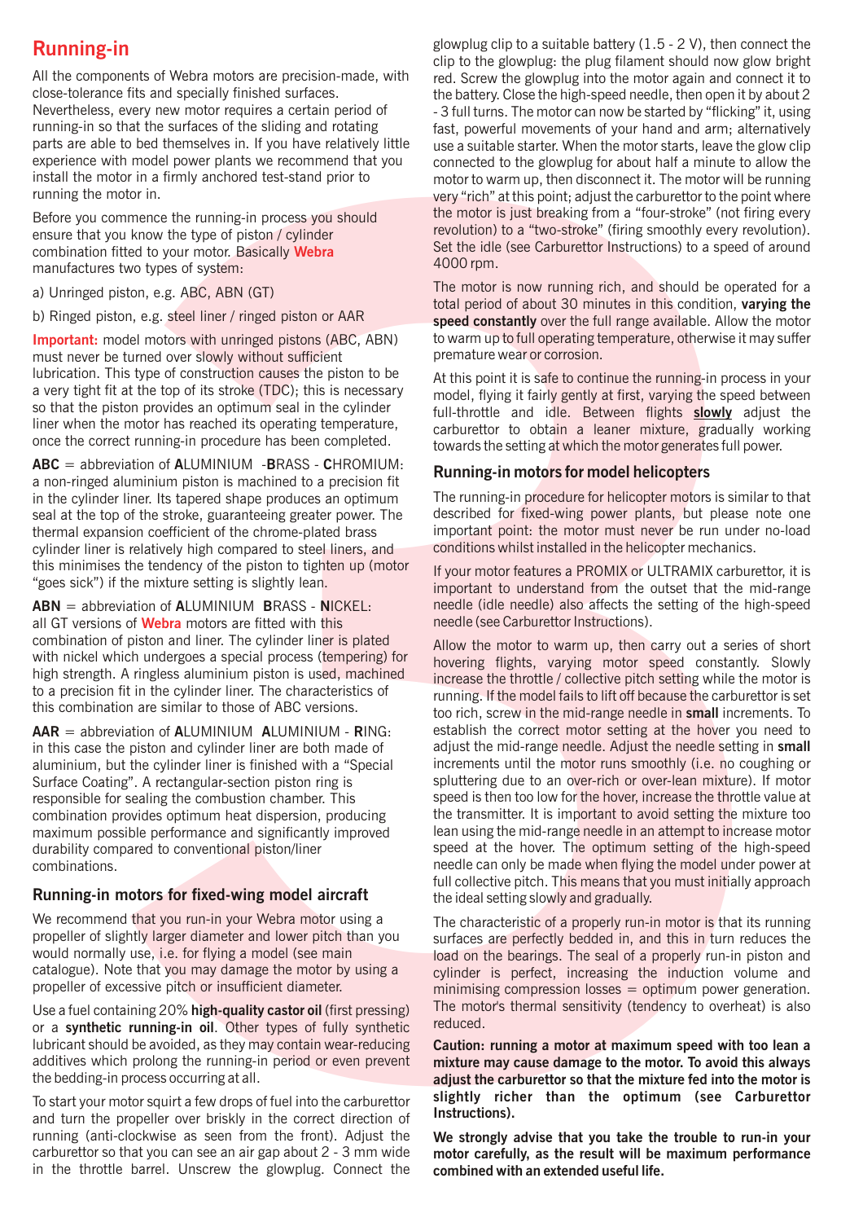# Running-in

All the components of Webra motors are precision-made, with close-tolerance fits and specially finished surfaces. Nevertheless, every new motor requires a certain period of running-in so that the surfaces of the sliding and rotating parts are able to bed themselves in. If you have relatively little experience with model power plants we recommend that you install the motor in a firmly anchored test-stand prior to running the motor in.

Before you commence the running-in process you should ensure that you know the type of piston / cylinder combination fitted to your motor. Basically **Webra** manufactures two types of system:

a) Unringed piston, e.g. ABC, ABN (GT)

b) Ringed piston, e.g. steel liner / ringed piston or AAR

**Important:** model motors with unringed pistons (ABC, ABN) must never be turned over slowly without sufficient lubrication. This type of construction causes the piston to be a very tight fit at the top of its stroke (TDC); this is necessary so that the piston provides an optimum seal in the cylinder liner when the motor has reached its operating temperature, once the correct running-in procedure has been completed.

**ABC** = abbreviation of **A**LUMINIUM -**B**RASS - **C**HROMIUM: a non-ringed aluminium piston is machined to a precision fit in the cylinder liner. Its tapered shape produces an optimum seal at the top of the stroke, guaranteeing greater power. The thermal expansion coefficient of the chrome-plated brass cylinder liner is relatively high compared to steel liners, and this minimises the tendency of the piston to tighten up (motor "goes sick") if the mixture setting is slightly lean.

**ABN** = abbreviation of **A**LUMINIUM **B**RASS - **N**ICKEL: all GT versions of **Webra** motors are fitted with this combination of piston and liner. The cylinder liner is plated with nickel which undergoes a special process (tempering) for high strength. A ringless aluminium piston is used, machined to a precision fit in the cylinder liner. The characteristics of this combination are similar to those of ABC versions.

**AAR** = abbreviation of **A**LUMINIUM **A**LUMINIUM - **R**ING: in this case the piston and cylinder liner are both made of aluminium, but the cylinder liner is finished with a "Special Surface Coating". A rectangular-section piston ring is responsible for sealing the combustion chamber. This combination provides optimum heat dispersion, producing maximum possible performance and significantly improved durability compared to conventional piston/liner combinations.

## Running-in motors for fixed-wing model aircraft

We recommend that you run-in your Webra motor using a propeller of slightly larger diameter and lower pitch than you would normally use, i.e. for flying a model (see main catalogue). Note that you may damage the motor by using a propeller of excessive pitch or insufficient diameter.

Use a fuel containing 20% **high-quality castor oil** (first pressing) or a **synthetic running-in oil**. Other types of fully synthetic lubricant should be avoided, as they may contain wear-reducing additives which prolong the running-in period or even prevent the bedding-in process occurring at all.

To start your motor squirt a few drops of fuel into the carburettor and turn the propeller over briskly in the correct direction of running (anti-clockwise as seen from the front). Adjust the carburettor so that you can see an air gap about 2 - 3 mm wide in the throttle barrel. Unscrew the glowplug. Connect the glowplug clip to a suitable battery (1.5 - 2 V), then connect the clip to the glowplug: the plug filament should now glow bright red. Screw the glowplug into the motor again and connect it to the battery. Close the high-speed needle, then open it by about 2 - 3 full turns. The motor can now be started by "flicking" it, using fast, powerful movements of your hand and arm; alternatively use a suitable starter. When the motor starts, leave the glow clip connected to the glowplug for about half a minute to allow the motor to warm up, then disconnect it. The motor will be running very "rich" at this point; adjust the carburettor to the point where the motor is just breaking from a "four-stroke" (not firing every revolution) to a "two-stroke" (firing smoothly every revolution). Set the idle (see Carburettor Instructions) to a speed of around 4000 rpm.

The motor is now running rich, and should be operated for a total period of about 30 minutes in this condition, **varying the speed constantly** over the full range available. Allow the motor to warm up to full operating temperature, otherwise it may suffer premature wear or corrosion.

At this point it is safe to continue the running-in process in your model, flying it fairly gently at first, varying the speed between full-throttle and idle. Between flights **slowly** adjust the carburettor to obtain a leaner mixture, gradually working towards the setting at which the motor generates full power.

## Running-in motors for model helicopters

The running-in procedure for helicopter motors is similar to that described for fixed-wing power plants, but please note one important point: the motor must never be run under no-load conditions whilst installed in the helicopter mechanics.

If your motor features a PROMIX or ULTRAMIX carburettor, it is important to understand from the outset that the mid-range needle (idle needle) also affects the setting of the high-speed needle (see Carburettor Instructions).

Allow the motor to warm up, then carry out a series of short hovering flights, varying motor speed constantly. Slowly increase the throttle / collective pitch setting while the motor is running. If the model fails to lift off because the carburettor is set too rich, screw in the mid-range needle in **small** increments. To establish the correct motor setting at the hover you need to adjust the mid-range needle. Adjust the needle setting in **small** increments until the motor runs smoothly (i.e. no coughing or spluttering due to an over-rich or over-lean mixture). If motor speed is then too low for the hover, increase the throttle value at the transmitter. It is important to avoid setting the mixture too lean using the mid-range needle in an attempt to increase motor speed at the hover. The optimum setting of the high-speed needle can only be made when flying the model under power at full collective pitch. This means that you must initially approach the ideal setting slowly and gradually.

The characteristic of a properly run-in motor is that its running surfaces are perfectly bedded in, and this in turn reduces the load on the bearings. The seal of a properly run-in piston and cylinder is perfect, increasing the induction volume and minimising compression losses = optimum power generation. The motor's thermal sensitivity (tendency to overheat) is also reduced.

**Caution: running a motor at maximum speed with too lean a mixture may cause damage to the motor. To avoid this always adjust the carburettor so that the mixture fed into the motor is slightly richer than the optimum (see Carburettor Instructions).**

**We strongly advise that you take the trouble to run-in your motor carefully, as the result will be maximum performance combined with an extended useful life.**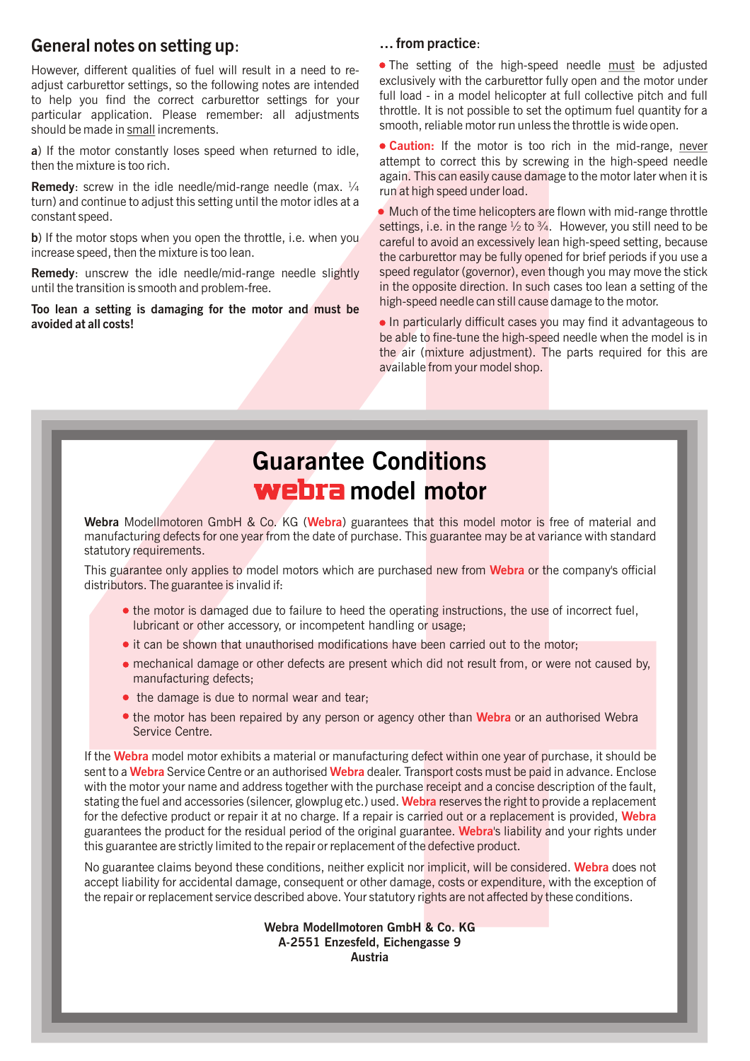## General notes on setting up:

However, different qualities of fuel will result in a need to re-adjust carburettor settings, so the following notes are intended to help you find the correct carburettor settings for your particular application. Please remember: all adjustments should be made in small increments.

**a**) If the motor constantly loses speed when returned to idle, then the mixture is too rich.

**Remedy**: screw in the idle needle/mid-range needle (max. ¼ turn) and continue to adjust this setting until the motor idles at a constant speed.

**b**) If the motor stops when you open the throttle, i.e. when you increase speed, then the mixture is too lean.

**Remedy**: unscrew the idle needle/mid-range needle slightly until the transition is smooth and problem-free.

**Too lean a setting is damaging for the motor and must be avoided at all costs!**

## ... from practice:

- The setting of the high-speed needle must be adjusted exclusively with the carburettor fully open and the motor under full load - in a model helicopter at full collective pitch and full throttle. It is not possible to set the optimum fuel quantity for a smooth, reliable motor run unless the throttle is wide open.
- **Caution:** If the motor is too rich in the mid-range, never attempt to correct this by screwing in the high-speed needle again. This can easily cause damage to the motor later when it is run at high speed under load.
- Much of the time helicopters are flown with mid-range throttle settings, i.e. in the range ½ to ¾. However, you still need to be careful to avoid an excessively lean high-speed setting, because the carburettor may be fully opened for brief periods if you use a speed regulator (governor), even though you may move the stick in the opposite direction. In such cases too lean a setting of the high-speed needle can still cause damage to the motor.
- In particularly difficult cases you may find it advantageous to be able to fine-tune the high-speed needle when the model is in the air (mixture adjustment). The parts required for this are available from your model shop.

# Guarantee Conditions
# webra model motor

**Webra** Modellmotoren GmbH & Co. KG (**Webra**) guarantees that this model motor is free of material and manufacturing defects for one year from the date of purchase. This guarantee may be at variance with standard statutory requirements.

This guarantee only applies to model motors which are purchased new from **Webra** or the company's official distributors. The guarantee is invalid if:

- the motor is damaged due to failure to heed the operating instructions, the use of incorrect fuel, lubricant or other accessory, or incompetent handling or usage;
- it can be shown that unauthorised modifications have been carried out to the motor;
- mechanical damage or other defects are present which did not result from, or were not caused by, manufacturing defects;
- the damage is due to normal wear and tear;
- the motor has been repaired by any person or agency other than **Webra** or an authorised Webra Service Centre.

If the **Webra** model motor exhibits a material or manufacturing defect within one year of purchase, it should be sent to a **Webra** Service Centre or an authorised **Webra** dealer. Transport costs must be paid in advance. Enclose with the motor your name and address together with the purchase receipt and a concise description of the fault, stating the fuel and accessories (silencer, glowplug etc.) used. **Webra** reserves the right to provide a replacement for the defective product or repair it at no charge. If a repair is carried out or a replacement is provided, **Webra** guarantees the product for the residual period of the original guarantee. **Webra**'s liability and your rights under this guarantee are strictly limited to the repair or replacement of the defective product.

No guarantee claims beyond these conditions, neither explicit nor implicit, will be considered. **Webra** does not accept liability for accidental damage, consequent or other damage, costs or expenditure, with the exception of the repair or replacement service described above. Your statutory rights are not affected by these conditions.

**Webra Modellmotoren GmbH & Co. KG**
**A-2551 Enzesfeld, Eichengasse 9**
**Austria**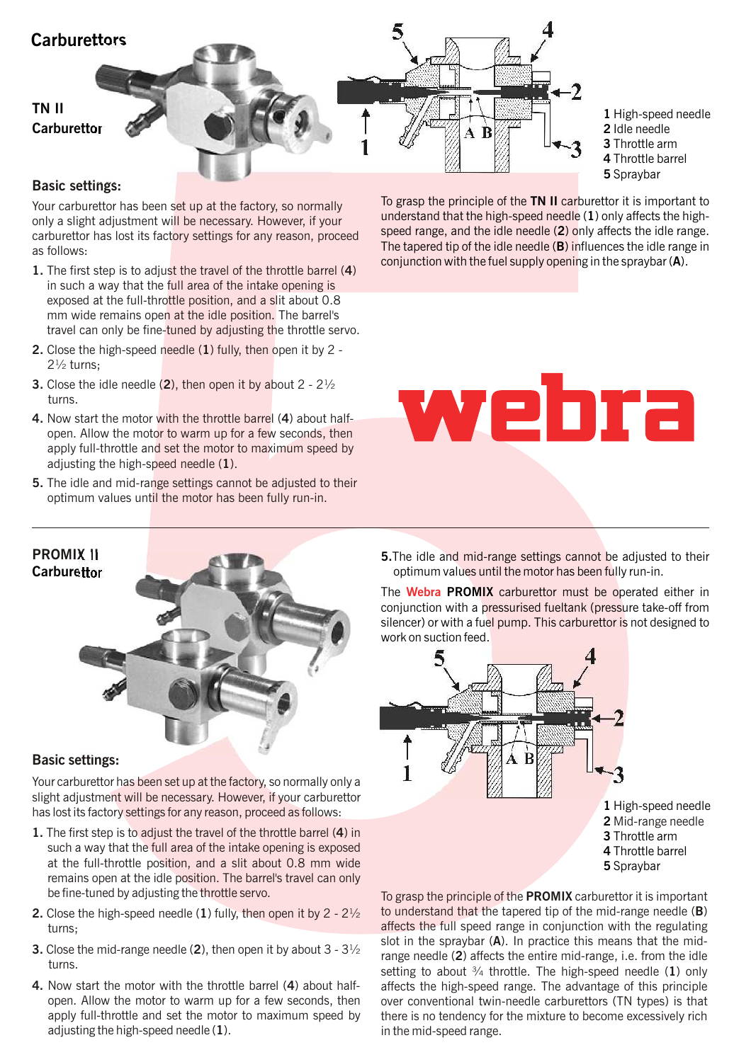## Carburettors

### TN II Carburettor

1 High-speed needle
2 Idle needle
3 Throttle arm
4 Throttle barrel
5 Spraybar

### Basic settings:

Your carburettor has been set up at the factory, so normally only a slight adjustment will be necessary. However, if your carburettor has lost its factory settings for any reason, proceed as follows:

1. The first step is to adjust the travel of the throttle barrel (**4**) in such a way that the full area of the intake opening is exposed at the full-throttle position, and a slit about 0.8 mm wide remains open at the idle position. The barrel's travel can only be fine-tuned by adjusting the throttle servo.
2. Close the high-speed needle (**1**) fully, then open it by 2 - 2½ turns;
3. Close the idle needle (**2**), then open it by about 2 - 2½ turns.
4. Now start the motor with the throttle barrel (**4**) about half-open. Allow the motor to warm up for a few seconds, then apply full-throttle and set the motor to maximum speed by adjusting the high-speed needle (**1**).
5. The idle and mid-range settings cannot be adjusted to their optimum values until the motor has been fully run-in.

To grasp the principle of the **TN II** carburettor it is important to understand that the high-speed needle (**1**) only affects the high-speed range, and the idle needle (**2**) only affects the idle range. The tapered tip of the idle needle (**B**) influences the idle range in conjunction with the fuel supply opening in the spraybar (**A**).

webra

---

### PROMIX II Carburettor

### Basic settings:

Your carburettor has been set up at the factory, so normally only a slight adjustment will be necessary. However, if your carburettor has lost its factory settings for any reason, proceed as follows:

1. The first step is to adjust the travel of the throttle barrel (**4**) in such a way that the full area of the intake opening is exposed at the full-throttle position, and a slit about 0.8 mm wide remains open at the idle position. The barrel's travel can only be fine-tuned by adjusting the throttle servo.
2. Close the high-speed needle (**1**) fully, then open it by 2 - 2½ turns;
3. Close the mid-range needle (**2**), then open it by about 3 - 3½ turns.
4. Now start the motor with the throttle barrel (**4**) about half-open. Allow the motor to warm up for a few seconds, then apply full-throttle and set the motor to maximum speed by adjusting the high-speed needle (**1**).
5. The idle and mid-range settings cannot be adjusted to their optimum values until the motor has been fully run-in.

The **Webra PROMIX** carburettor must be operated either in conjunction with a pressurised fueltank (pressure take-off from silencer) or with a fuel pump. This carburettor is not designed to work on suction feed.

1 High-speed needle
2 Mid-range needle
3 Throttle arm
4 Throttle barrel
5 Spraybar

To grasp the principle of the **PROMIX** carburettor it is important to understand that the tapered tip of the mid-range needle (**B**) affects the full speed range in conjunction with the regulating slot in the spraybar (**A**). In practice this means that the mid-range needle (**2**) affects the entire mid-range, i.e. from the idle setting to about ¾ throttle. The high-speed needle (**1**) only affects the high-speed range. The advantage of this principle over conventional twin-needle carburettors (TN types) is that there is no tendency for the mixture to become excessively rich in the mid-speed range.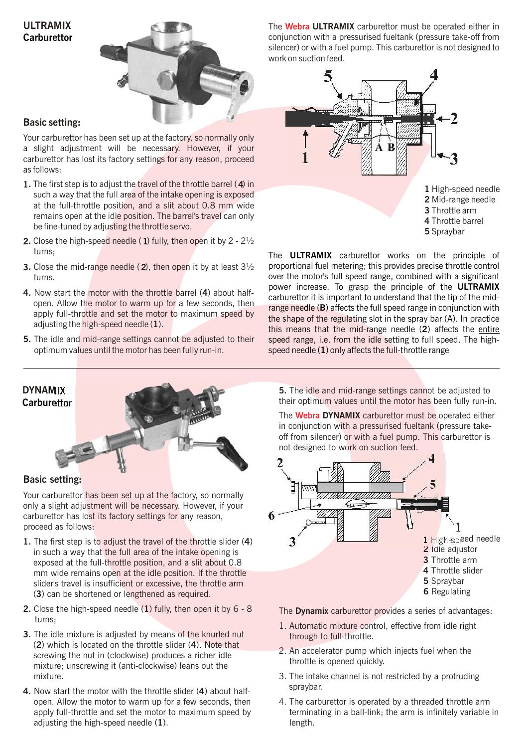## ULTRAMIX
## Carburettor

### Basic setting:

Your carburettor has been set up at the factory, so normally only a slight adjustment will be necessary. However, if your carburettor has lost its factory settings for any reason, proceed as follows:

1. The first step is to adjust the travel of the throttle barrel (**4**) in such a way that the full area of the intake opening is exposed at the full-throttle position, and a slit about 0.8 mm wide remains open at the idle position. The barrel's travel can only be fine-tuned by adjusting the throttle servo.
2. Close the high-speed needle (**1**) fully, then open it by 2 - 2½ turns;
3. Close the mid-range needle (**2**), then open it by at least 3½ turns.
4. Now start the motor with the throttle barrel (**4**) about half-open. Allow the motor to warm up for a few seconds, then apply full-throttle and set the motor to maximum speed by adjusting the high-speed needle (**1**).
5. The idle and mid-range settings cannot be adjusted to their optimum values until the motor has been fully run-in.

The **Webra ULTRAMIX** carburettor must be operated either in conjunction with a pressurised fueltank (pressure take-off from silencer) or with a fuel pump. This carburettor is not designed to work on suction feed.

**1** High-speed needle
**2** Mid-range needle
**3** Throttle arm
**4** Throttle barrel
**5** Spraybar

The **ULTRAMIX** carburettor works on the principle of proportional fuel metering; this provides precise throttle control over the motor's full speed range, combined with a significant power increase. To grasp the principle of the **ULTRAMIX** carburettor it is important to understand that the tip of the mid-range needle (**B**) affects the full speed range in conjunction with the shape of the regulating slot in the spray bar (A). In practice this means that the mid-range needle (**2**) affects the entire speed range, i.e. from the idle setting to full speed. The high-speed needle (**1**) only affects the full-throttle range

---

## DYNAMIX
## Carburettor

### Basic setting:

Your carburettor has been set up at the factory, so normally only a slight adjustment will be necessary. However, if your carburettor has lost its factory settings for any reason, proceed as follows:

1. The first step is to adjust the travel of the throttle slider (**4**) in such a way that the full area of the intake opening is exposed at the full-throttle position, and a slit about 0.8 mm wide remains open at the idle position. If the throttle slider's travel is insufficient or excessive, the throttle arm (**3**) can be shortened or lengthened as required.
2. Close the high-speed needle (**1**) fully, then open it by 6 - 8 turns;
3. The idle mixture is adjusted by means of the knurled nut (**2**) which is located on the throttle slider (**4**). Note that screwing the nut in (clockwise) produces a richer idle mixture; unscrewing it (anti-clockwise) leans out the mixture.
4. Now start the motor with the throttle slider (**4**) about half-open. Allow the motor to warm up for a few seconds, then apply full-throttle and set the motor to maximum speed by adjusting the high-speed needle (**1**).
5. The idle and mid-range settings cannot be adjusted to their optimum values until the motor has been fully run-in.

The **Webra DYNAMIX** carburettor must be operated either in conjunction with a pressurised fueltank (pressure take-off from silencer) or with a fuel pump. This carburettor is not designed to work on suction feed.

**1** High-speed needle
**2** Idle adjustor
**3** Throttle arm
**4** Throttle slider
**5** Spraybar
**6** Regulating

The **Dynamix** carburettor provides a series of advantages:

1. Automatic mixture control, effective from idle right through to full-throttle.
2. An accelerator pump which injects fuel when the throttle is opened quickly.
3. The intake channel is not restricted by a protruding spraybar.
4. The carburettor is operated by a threaded throttle arm terminating in a ball-link; the arm is infinitely variable in length.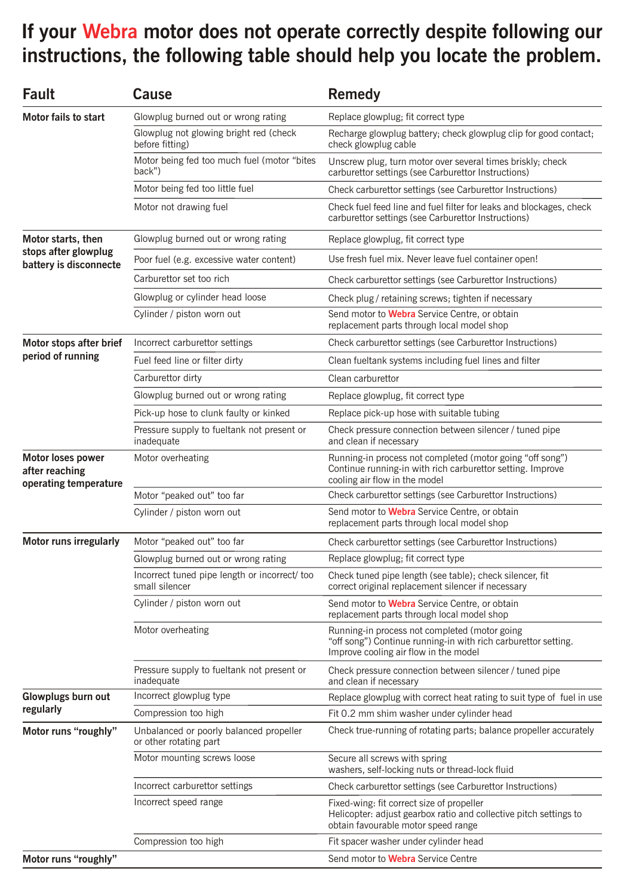# If your Webra motor does not operate correctly despite following our instructions, the following table should help you locate the problem.

| Fault | Cause | Remedy |
|---|---|---|
| **Motor fails to start** | Glowplug burned out or wrong rating | Replace glowplug; fit correct type |
| | Glowplug not glowing bright red (check before fitting) | Recharge glowplug battery; check glowplug clip for good contact; check glowplug cable |
| | Motor being fed too much fuel (motor "bites back") | Unscrew plug, turn motor over several times briskly; check carburettor settings (see Carburettor Instructions) |
| | Motor being fed too little fuel | Check carburettor settings (see Carburettor Instructions) |
| | Motor not drawing fuel | Check fuel feed line and fuel filter for leaks and blockages, check carburettor settings (see Carburettor Instructions) |
| **Motor starts, then stops after glowplug battery is disconnecte** | Glowplug burned out or wrong rating | Replace glowplug, fit correct type |
| | Poor fuel (e.g. excessive water content) | Use fresh fuel mix. Never leave fuel container open! |
| | Carburettor set too rich | Check carburettor settings (see Carburettor Instructions) |
| | Glowplug or cylinder head loose | Check plug / retaining screws; tighten if necessary |
| | Cylinder / piston worn out | Send motor to Webra Service Centre, or obtain replacement parts through local model shop |
| **Motor stops after brief period of running** | Incorrect carburettor settings | Check carburettor settings (see Carburettor Instructions) |
| | Fuel feed line or filter dirty | Clean fueltank systems including fuel lines and filter |
| | Carburettor dirty | Clean carburettor |
| | Glowplug burned out or wrong rating | Replace glowplug, fit correct type |
| | Pick-up hose to clunk faulty or kinked | Replace pick-up hose with suitable tubing |
| | Pressure supply to fueltank not present or inadequate | Check pressure connection between silencer / tuned pipe and clean if necessary |
| **Motor loses power after reaching operating temperature** | Motor overheating | Running-in process not completed (motor going "off song") Continue running-in with rich carburettor setting. Improve cooling air flow in the model |
| | Motor "peaked out" too far | Check carburettor settings (see Carburettor Instructions) |
| | Cylinder / piston worn out | Send motor to Webra Service Centre, or obtain replacement parts through local model shop |
| **Motor runs irregularly** | Motor "peaked out" too far | Check carburettor settings (see Carburettor Instructions) |
| | Glowplug burned out or wrong rating | Replace glowplug; fit correct type |
| | Incorrect tuned pipe length or incorrect/ too small silencer | Check tuned pipe length (see table); check silencer, fit correct original replacement silencer if necessary |
| | Cylinder / piston worn out | Send motor to Webra Service Centre, or obtain replacement parts through local model shop |
| | Motor overheating | Running-in process not completed (motor going "off song") Continue running-in with rich carburettor setting. Improve cooling air flow in the model |
| | Pressure supply to fueltank not present or inadequate | Check pressure connection between silencer / tuned pipe and clean if necessary |
| **Glowplugs burn out regularly** | Incorrect glowplug type | Replace glowplug with correct heat rating to suit type of fuel in use |
| | Compression too high | Fit 0.2 mm shim washer under cylinder head |
| **Motor runs "roughly"** | Unbalanced or poorly balanced propeller or other rotating part | Check true-running of rotating parts; balance propeller accurately |
| | Motor mounting screws loose | Secure all screws with spring washers, self-locking nuts or thread-lock fluid |
| | Incorrect carburettor settings | Check carburettor settings (see Carburettor Instructions) |
| | Incorrect speed range | Fixed-wing: fit correct size of propeller<br>Helicopter: adjust gearbox ratio and collective pitch settings to obtain favourable motor speed range |
| | Compression too high | Fit spacer washer under cylinder head |
| **Motor runs "roughly"** | | Send motor to Webra Service Centre |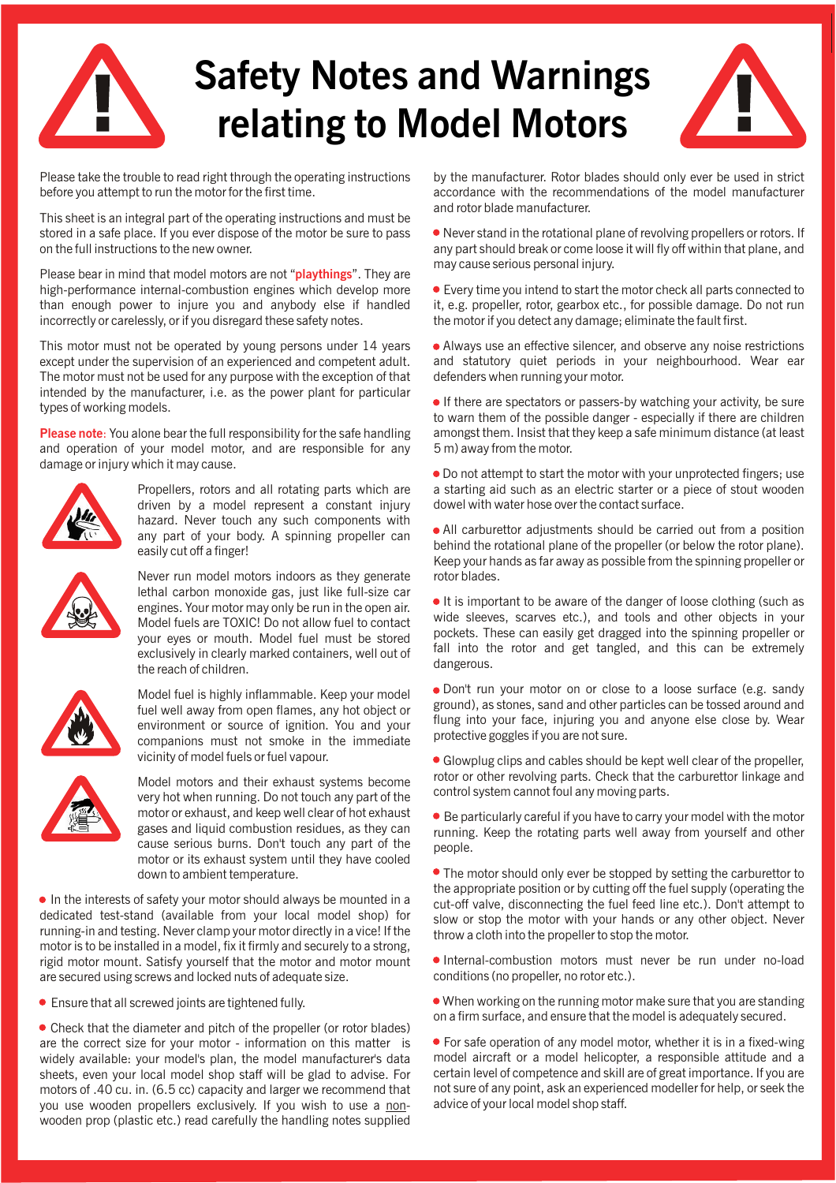# Safety Notes and Warnings relating to Model Motors

Please take the trouble to read right through the operating instructions before you attempt to run the motor for the first time.

This sheet is an integral part of the operating instructions and must be stored in a safe place. If you ever dispose of the motor be sure to pass on the full instructions to the new owner.

Please bear in mind that model motors are not "**playthings**". They are high-performance internal-combustion engines which develop more than enough power to injure you and anybody else if handled incorrectly or carelessly, or if you disregard these safety notes.

This motor must not be operated by young persons under 14 years except under the supervision of an experienced and competent adult. The motor must not be used for any purpose with the exception of that intended by the manufacturer, i.e. as the power plant for particular types of working models.

**Please note**: You alone bear the full responsibility for the safe handling and operation of your model motor, and are responsible for any damage or injury which it may cause.

Propellers, rotors and all rotating parts which are driven by a model represent a constant injury hazard. Never touch any such components with any part of your body. A spinning propeller can easily cut off a finger!

Never run model motors indoors as they generate lethal carbon monoxide gas, just like full-size car engines. Your motor may only be run in the open air. Model fuels are TOXIC! Do not allow fuel to contact your eyes or mouth. Model fuel must be stored exclusively in clearly marked containers, well out of the reach of children.

Model fuel is highly inflammable. Keep your model fuel well away from open flames, any hot object or environment or source of ignition. You and your companions must not smoke in the immediate vicinity of model fuels or fuel vapour.

Model motors and their exhaust systems become very hot when running. Do not touch any part of the motor or exhaust, and keep well clear of hot exhaust gases and liquid combustion residues, as they can cause serious burns. Don't touch any part of the motor or its exhaust system until they have cooled down to ambient temperature.

- In the interests of safety your motor should always be mounted in a dedicated test-stand (available from your local model shop) for running-in and testing. Never clamp your motor directly in a vice! If the motor is to be installed in a model, fix it firmly and securely to a strong, rigid motor mount. Satisfy yourself that the motor and motor mount are secured using screws and locked nuts of adequate size.

- Ensure that all screwed joints are tightened fully.

- Check that the diameter and pitch of the propeller (or rotor blades) are the correct size for your motor - information on this matter is widely available: your model's plan, the model manufacturer's data sheets, even your local model shop staff will be glad to advise. For motors of .40 cu. in. (6.5 cc) capacity and larger we recommend that you use wooden propellers exclusively. If you wish to use a non-wooden prop (plastic etc.) read carefully the handling notes supplied by the manufacturer. Rotor blades should only ever be used in strict accordance with the recommendations of the model manufacturer and rotor blade manufacturer.

- Never stand in the rotational plane of revolving propellers or rotors. If any part should break or come loose it will fly off within that plane, and may cause serious personal injury.

- Every time you intend to start the motor check all parts connected to it, e.g. propeller, rotor, gearbox etc., for possible damage. Do not run the motor if you detect any damage; eliminate the fault first.

- Always use an effective silencer, and observe any noise restrictions and statutory quiet periods in your neighbourhood. Wear ear defenders when running your motor.

- If there are spectators or passers-by watching your activity, be sure to warn them of the possible danger - especially if there are children amongst them. Insist that they keep a safe minimum distance (at least 5 m) away from the motor.

- Do not attempt to start the motor with your unprotected fingers; use a starting aid such as an electric starter or a piece of stout wooden dowel with water hose over the contact surface.

- All carburettor adjustments should be carried out from a position behind the rotational plane of the propeller (or below the rotor plane). Keep your hands as far away as possible from the spinning propeller or rotor blades.

- It is important to be aware of the danger of loose clothing (such as wide sleeves, scarves etc.), and tools and other objects in your pockets. These can easily get dragged into the spinning propeller or fall into the rotor and get tangled, and this can be extremely dangerous.

- Don't run your motor on or close to a loose surface (e.g. sandy ground), as stones, sand and other particles can be tossed around and flung into your face, injuring you and anyone else close by. Wear protective goggles if you are not sure.

- Glowplug clips and cables should be kept well clear of the propeller, rotor or other revolving parts. Check that the carburettor linkage and control system cannot foul any moving parts.

- Be particularly careful if you have to carry your model with the motor running. Keep the rotating parts well away from yourself and other people.

- The motor should only ever be stopped by setting the carburettor to the appropriate position or by cutting off the fuel supply (operating the cut-off valve, disconnecting the fuel feed line etc.). Don't attempt to slow or stop the motor with your hands or any other object. Never throw a cloth into the propeller to stop the motor.

- Internal-combustion motors must never be run under no-load conditions (no propeller, no rotor etc.).

- When working on the running motor make sure that you are standing on a firm surface, and ensure that the model is adequately secured.

- For safe operation of any model motor, whether it is in a fixed-wing model aircraft or a model helicopter, a responsible attitude and a certain level of competence and skill are of great importance. If you are not sure of any point, ask an experienced modeller for help, or seek the advice of your local model shop staff.